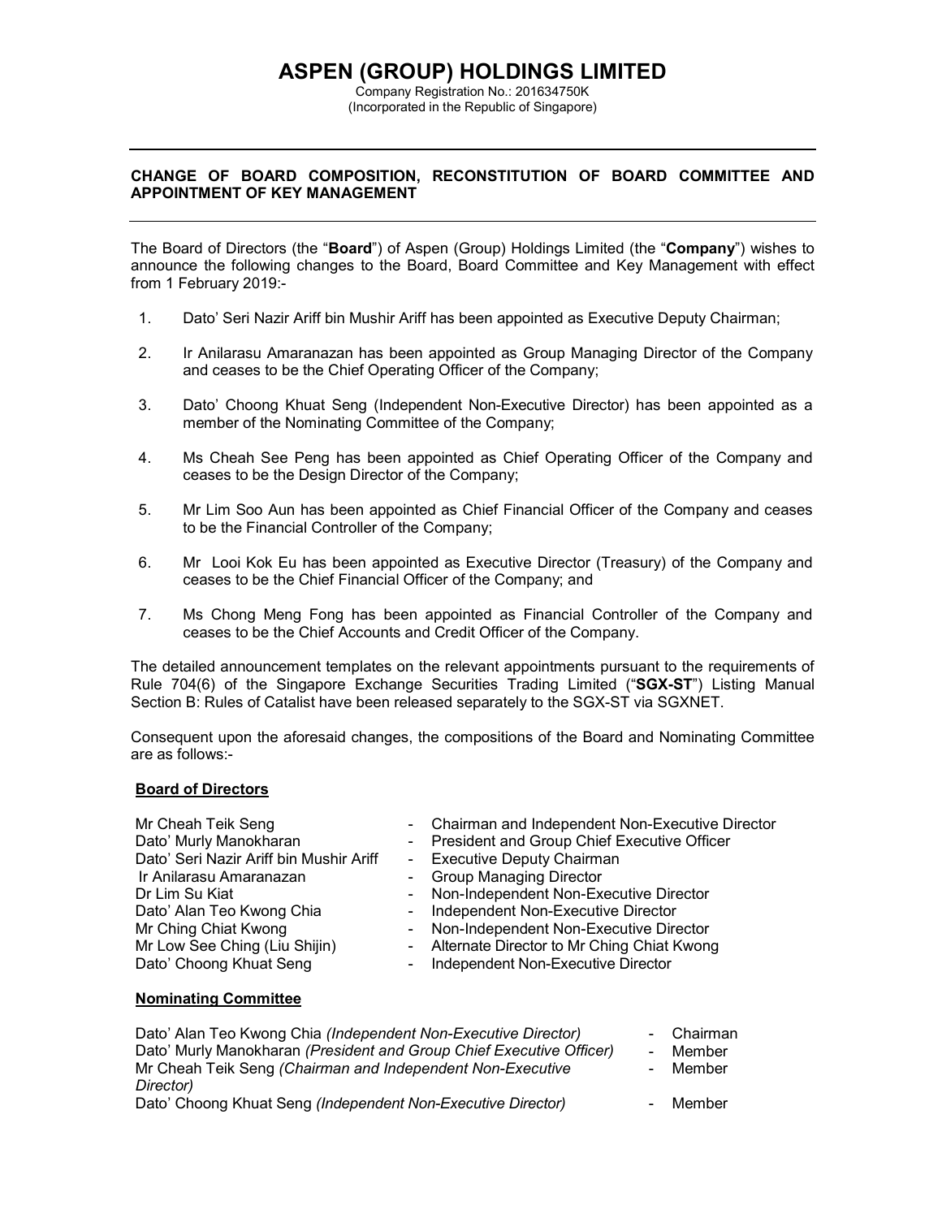# ASPEN (GROUP) HOLDINGS LIMITED

Company Registration No.: 201634750K
(Incorporated in the Republic of Singapore)

---

**CHANGE OF BOARD COMPOSITION, RECONSTITUTION OF BOARD COMMITTEE AND APPOINTMENT OF KEY MANAGEMENT**

---

The Board of Directors (the "**Board**") of Aspen (Group) Holdings Limited (the "**Company**") wishes to announce the following changes to the Board, Board Committee and Key Management with effect from 1 February 2019:-

1. Dato' Seri Nazir Ariff bin Mushir Ariff has been appointed as Executive Deputy Chairman;
2. Ir Anilarasu Amaranazan has been appointed as Group Managing Director of the Company and ceases to be the Chief Operating Officer of the Company;
3. Dato' Choong Khuat Seng (Independent Non-Executive Director) has been appointed as a member of the Nominating Committee of the Company;
4. Ms Cheah See Peng has been appointed as Chief Operating Officer of the Company and ceases to be the Design Director of the Company;
5. Mr Lim Soo Aun has been appointed as Chief Financial Officer of the Company and ceases to be the Financial Controller of the Company;
6. Mr Looi Kok Eu has been appointed as Executive Director (Treasury) of the Company and ceases to be the Chief Financial Officer of the Company; and
7. Ms Chong Meng Fong has been appointed as Financial Controller of the Company and ceases to be the Chief Accounts and Credit Officer of the Company.

The detailed announcement templates on the relevant appointments pursuant to the requirements of Rule 704(6) of the Singapore Exchange Securities Trading Limited ("**SGX-ST**") Listing Manual Section B: Rules of Catalist have been released separately to the SGX-ST via SGXNET.

Consequent upon the aforesaid changes, the compositions of the Board and Nominating Committee are as follows:-

**Board of Directors**

| | |
|---|---|
| Mr Cheah Teik Seng | - Chairman and Independent Non-Executive Director |
| Dato' Murly Manokharan | - President and Group Chief Executive Officer |
| Dato' Seri Nazir Ariff bin Mushir Ariff | - Executive Deputy Chairman |
| Ir Anilarasu Amaranazan | - Group Managing Director |
| Dr Lim Su Kiat | - Non-Independent Non-Executive Director |
| Dato' Alan Teo Kwong Chia | - Independent Non-Executive Director |
| Mr Ching Chiat Kwong | - Non-Independent Non-Executive Director |
| Mr Low See Ching (Liu Shijin) | - Alternate Director to Mr Ching Chiat Kwong |
| Dato' Choong Khuat Seng | - Independent Non-Executive Director |

**Nominating Committee**

| | |
|---|---|
| Dato' Alan Teo Kwong Chia *(Independent Non-Executive Director)* | - Chairman |
| Dato' Murly Manokharan *(President and Group Chief Executive Officer)* | - Member |
| Mr Cheah Teik Seng *(Chairman and Independent Non-Executive Director)* | - Member |
| Dato' Choong Khuat Seng *(Independent Non-Executive Director)* | - Member |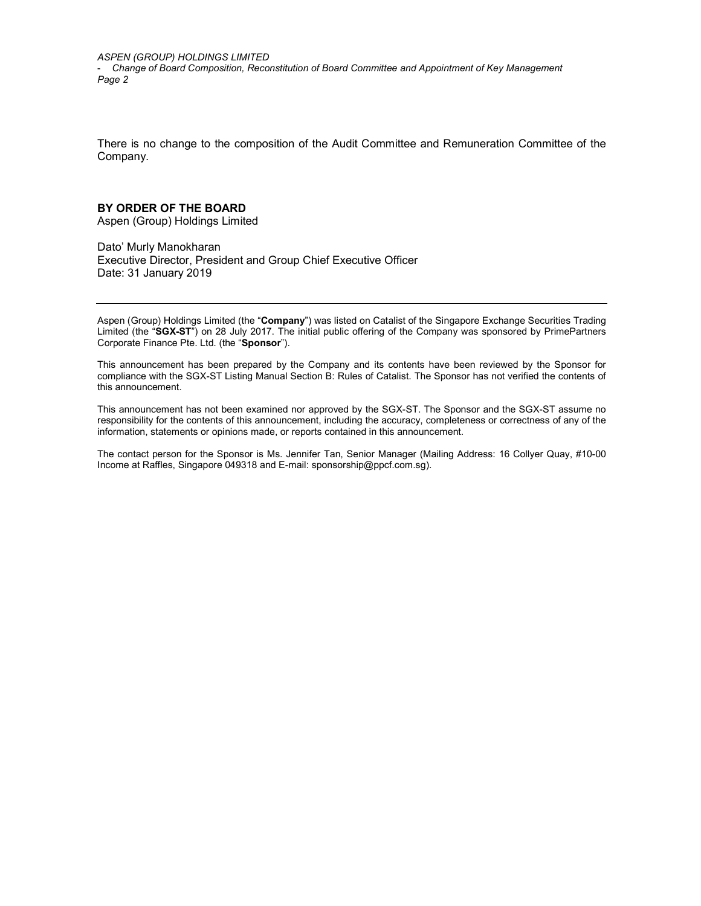There is no change to the composition of the Audit Committee and Remuneration Committee of the Company.

**BY ORDER OF THE BOARD**
Aspen (Group) Holdings Limited

Dato' Murly Manokharan
Executive Director, President and Group Chief Executive Officer
Date: 31 January 2019

---

Aspen (Group) Holdings Limited (the "**Company**") was listed on Catalist of the Singapore Exchange Securities Trading Limited (the "**SGX-ST**") on 28 July 2017. The initial public offering of the Company was sponsored by PrimePartners Corporate Finance Pte. Ltd. (the "**Sponsor**").

This announcement has been prepared by the Company and its contents have been reviewed by the Sponsor for compliance with the SGX-ST Listing Manual Section B: Rules of Catalist. The Sponsor has not verified the contents of this announcement.

This announcement has not been examined nor approved by the SGX-ST. The Sponsor and the SGX-ST assume no responsibility for the contents of this announcement, including the accuracy, completeness or correctness of any of the information, statements or opinions made, or reports contained in this announcement.

The contact person for the Sponsor is Ms. Jennifer Tan, Senior Manager (Mailing Address: 16 Collyer Quay, #10-00 Income at Raffles, Singapore 049318 and E-mail: sponsorship@ppcf.com.sg).